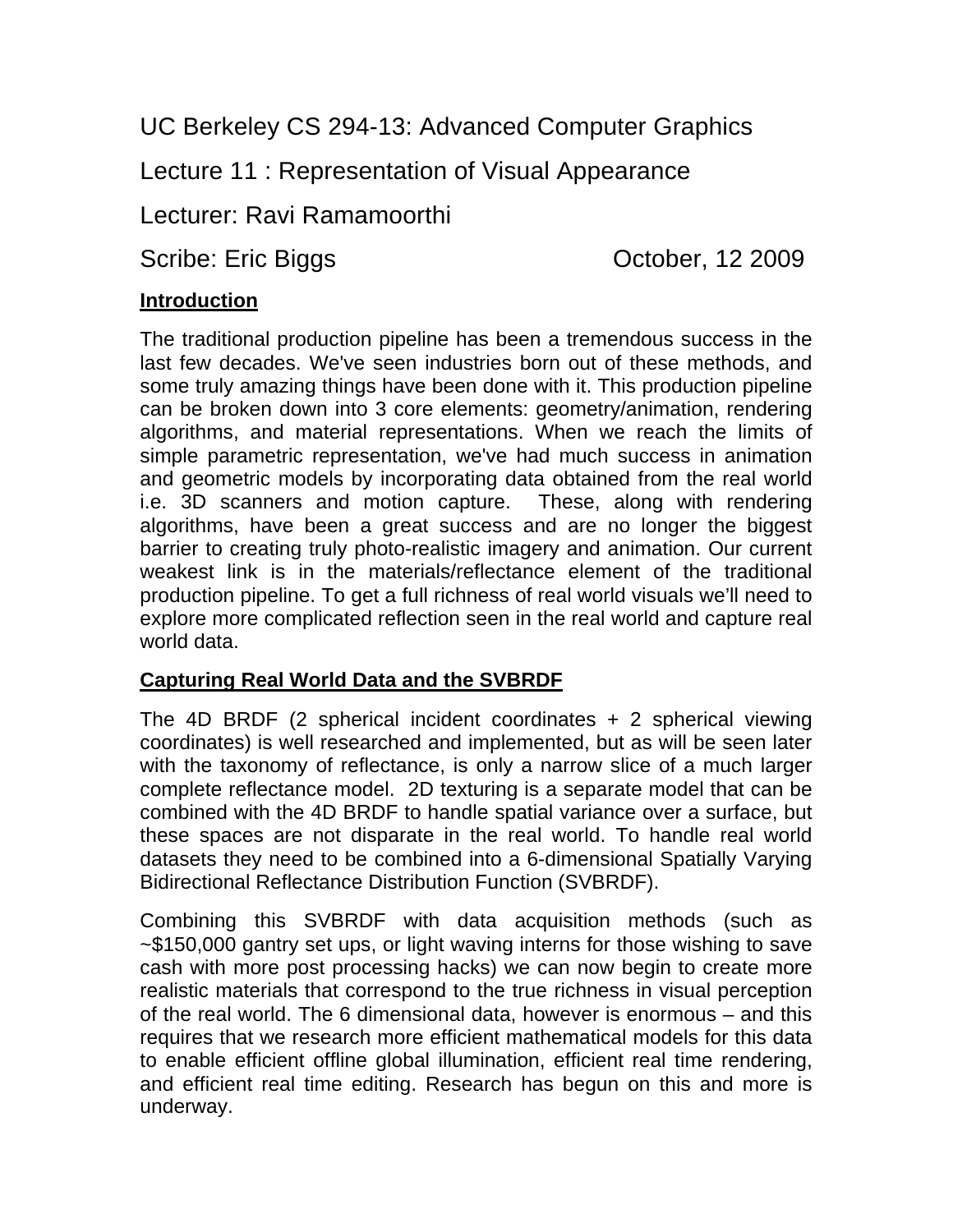# UC Berkeley CS 294-13: Advanced Computer Graphics

## Lecture 11 : Representation of Visual Appearance

Lecturer: Ravi Ramamoorthi

Scribe: Eric Biggs October, 12 2009

### Introduction

The traditional production pipeline has been a tremendous success in the last few decades. We've seen industries born out of these methods, and some truly amazing things have been done with it. This production pipeline can be broken down into 3 core elements: geometry/animation, rendering algorithms, and material representations. When we reach the limits of simple parametric representation, we've had much success in animation and geometric models by incorporating data obtained from the real world i.e. 3D scanners and motion capture. These, along with rendering algorithms, have been a great success and are no longer the biggest barrier to creating truly photo-realistic imagery and animation. Our current weakest link is in the materials/reflectance element of the traditional production pipeline. To get a full richness of real world visuals we'll need to explore more complicated reflection seen in the real world and capture real world data.

### Capturing Real World Data and the SVBRDF

The 4D BRDF (2 spherical incident coordinates + 2 spherical viewing coordinates) is well researched and implemented, but as will be seen later with the taxonomy of reflectance, is only a narrow slice of a much larger complete reflectance model. 2D texturing is a separate model that can be combined with the 4D BRDF to handle spatial variance over a surface, but these spaces are not disparate in the real world. To handle real world datasets they need to be combined into a 6-dimensional Spatially Varying Bidirectional Reflectance Distribution Function (SVBRDF).

Combining this SVBRDF with data acquisition methods (such as ~$150,000 gantry set ups, or light waving interns for those wishing to save cash with more post processing hacks) we can now begin to create more realistic materials that correspond to the true richness in visual perception of the real world. The 6 dimensional data, however is enormous – and this requires that we research more efficient mathematical models for this data to enable efficient offline global illumination, efficient real time rendering, and efficient real time editing. Research has begun on this and more is underway.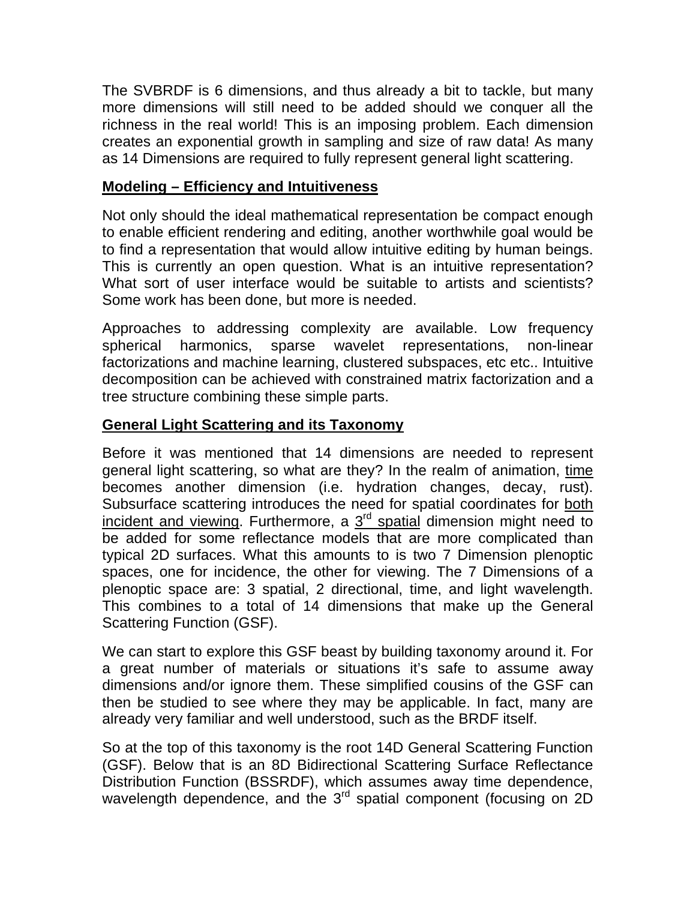The SVBRDF is 6 dimensions, and thus already a bit to tackle, but many more dimensions will still need to be added should we conquer all the richness in the real world! This is an imposing problem. Each dimension creates an exponential growth in sampling and size of raw data! As many as 14 Dimensions are required to fully represent general light scattering.

## Modeling – Efficiency and Intuitiveness

Not only should the ideal mathematical representation be compact enough to enable efficient rendering and editing, another worthwhile goal would be to find a representation that would allow intuitive editing by human beings. This is currently an open question. What is an intuitive representation? What sort of user interface would be suitable to artists and scientists? Some work has been done, but more is needed.

Approaches to addressing complexity are available. Low frequency spherical harmonics, sparse wavelet representations, non-linear factorizations and machine learning, clustered subspaces, etc etc.. Intuitive decomposition can be achieved with constrained matrix factorization and a tree structure combining these simple parts.

## General Light Scattering and its Taxonomy

Before it was mentioned that 14 dimensions are needed to represent general light scattering, so what are they? In the realm of animation, time becomes another dimension (i.e. hydration changes, decay, rust). Subsurface scattering introduces the need for spatial coordinates for both incident and viewing. Furthermore, a 3rd spatial dimension might need to be added for some reflectance models that are more complicated than typical 2D surfaces. What this amounts to is two 7 Dimension plenoptic spaces, one for incidence, the other for viewing. The 7 Dimensions of a plenoptic space are: 3 spatial, 2 directional, time, and light wavelength. This combines to a total of 14 dimensions that make up the General Scattering Function (GSF).

We can start to explore this GSF beast by building taxonomy around it. For a great number of materials or situations it's safe to assume away dimensions and/or ignore them. These simplified cousins of the GSF can then be studied to see where they may be applicable. In fact, many are already very familiar and well understood, such as the BRDF itself.

So at the top of this taxonomy is the root 14D General Scattering Function (GSF). Below that is an 8D Bidirectional Scattering Surface Reflectance Distribution Function (BSSRDF), which assumes away time dependence, wavelength dependence, and the 3rd spatial component (focusing on 2D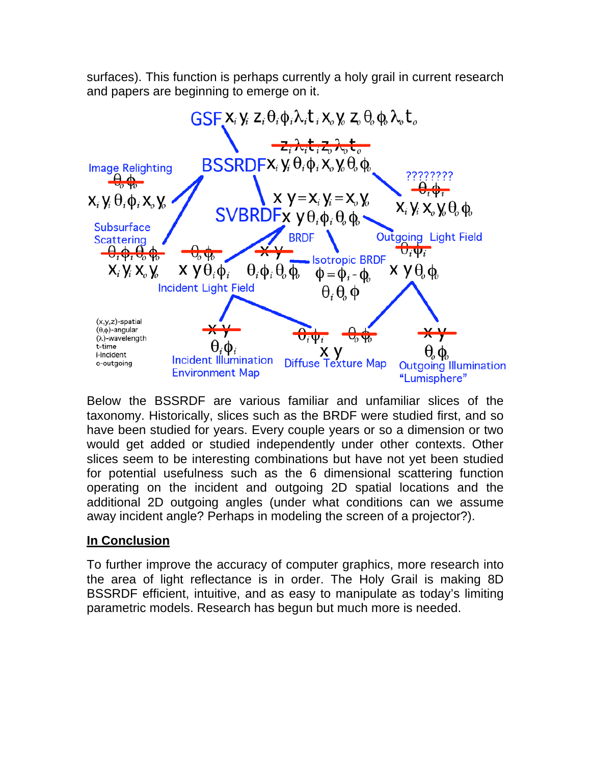surfaces). This function is perhaps currently a holy grail in current research and papers are beginning to emerge on it.

GSF $x_i\, y_i\, z_i\, \theta_i\, \phi_i\, \lambda_i\, t_i\, x_o\, y_o\, z_o\, \theta_o\, \phi_o\, \lambda_o\, t_o$

~~$z_i\, \lambda_i\, t_i\, z_o\, \lambda_o\, t_o$~~

BSSRDF $x_i\, y_i\, \theta_i\, \phi_i\, x_o\, y_o\, \theta_o\, \phi_o$

Image Relighting
~~$\theta_o\, \phi_o$~~
$x_i\, y_i\, \theta_i\, \phi_i\, x_o\, y_o$

????????
~~$\theta_i\, \phi_i$~~
$x_i\, y_i\, x_o\, y_o\, \theta_o\, \phi_o$

$x\ y = x_i\, y_i = x_o\, y_o$

SVBRDF $x\ y\, \theta_i\, \phi_i\, \theta_o\, \phi_o$

Subsurface Scattering
~~$\theta_i\, \phi_i\, \theta_o\, \phi_o$~~
$x_i\, y_i\, x_o\, y_o$

~~$\theta_o\, \phi_o$~~
$x\ y\, \theta_i\, \phi_i$
Incident Light Field

BRDF
~~$x\ y$~~
$\theta_i\, \phi_i\, \theta_o\, \phi_o$

Isotropic BRDF
$\phi = \phi_i - \phi_o$
$\theta_i\, \theta_o\, \phi$

Outgoing Light Field
~~$\theta_i\, \phi_i$~~
$x\ y\, \theta_o\, \phi_o$

(x,y,z)-spatial
($\theta$,$\phi$)-angular
($\lambda$)-wavelength
t-time
i-incident
o-outgoing

~~$x\ y$~~
$\theta_i\, \phi_i$
Incident Illumination Environment Map

~~$\theta_i\, \phi_i$~~ ~~$\theta_o\, \phi_o$~~
$x\ y$
Diffuse Texture Map

~~$x\ y$~~
$\theta_o\, \phi_o$
Outgoing Illumination "Lumisphere"

Below the BSSRDF are various familiar and unfamiliar slices of the taxonomy. Historically, slices such as the BRDF were studied first, and so have been studied for years. Every couple years or so a dimension or two would get added or studied independently under other contexts. Other slices seem to be interesting combinations but have not yet been studied for potential usefulness such as the 6 dimensional scattering function operating on the incident and outgoing 2D spatial locations and the additional 2D outgoing angles (under what conditions can we assume away incident angle? Perhaps in modeling the screen of a projector?).

## In Conclusion

To further improve the accuracy of computer graphics, more research into the area of light reflectance is in order. The Holy Grail is making 8D BSSRDF efficient, intuitive, and as easy to manipulate as today's limiting parametric models. Research has begun but much more is needed.